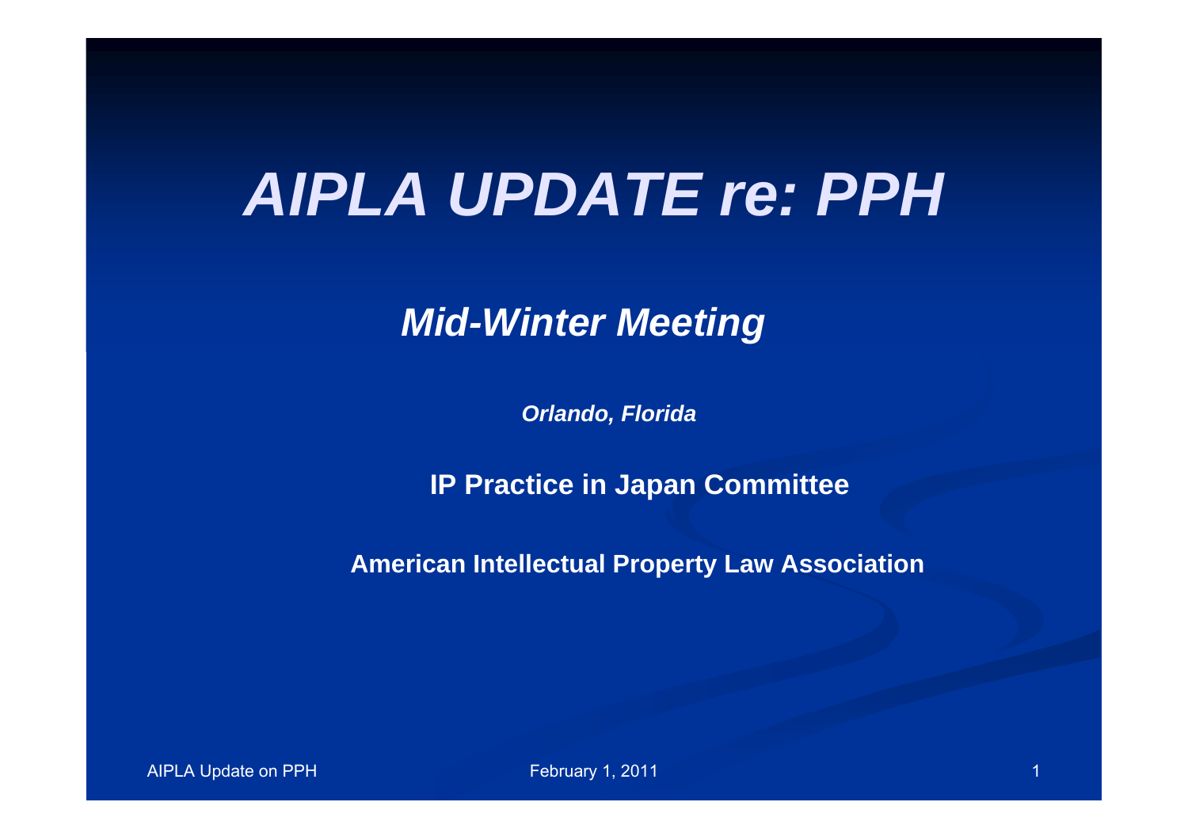# *AIPLA UPDATE re: PPH*

## *Mid-Winter Meeting*

***Orlando, Florida***

**IP Practice in Japan Committee**

**American Intellectual Property Law Association**

AIPLA Update on PPH

February 1, 2011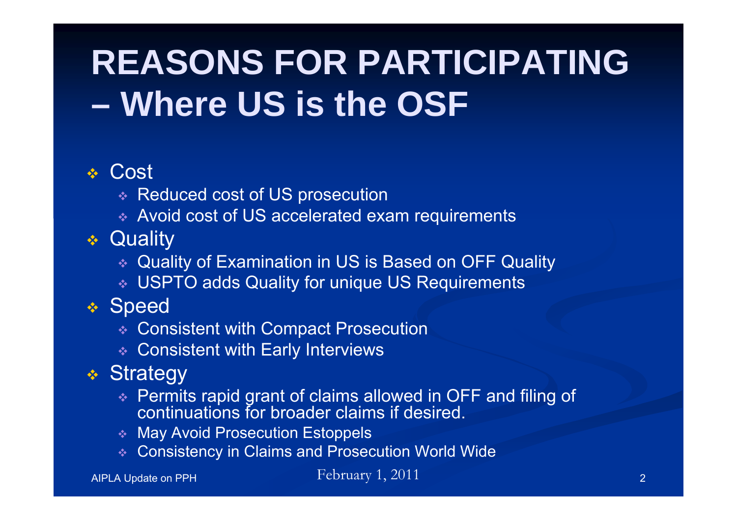# REASONS FOR PARTICIPATING – Where US is the OSF

- Cost
  - Reduced cost of US prosecution
  - Avoid cost of US accelerated exam requirements
- Quality
  - Quality of Examination in US is Based on OFF Quality
  - USPTO adds Quality for unique US Requirements
- Speed
  - Consistent with Compact Prosecution
  - Consistent with Early Interviews
- Strategy
  - Permits rapid grant of claims allowed in OFF and filing of continuations for broader claims if desired.
  - May Avoid Prosecution Estoppels
  - Consistency in Claims and Prosecution World Wide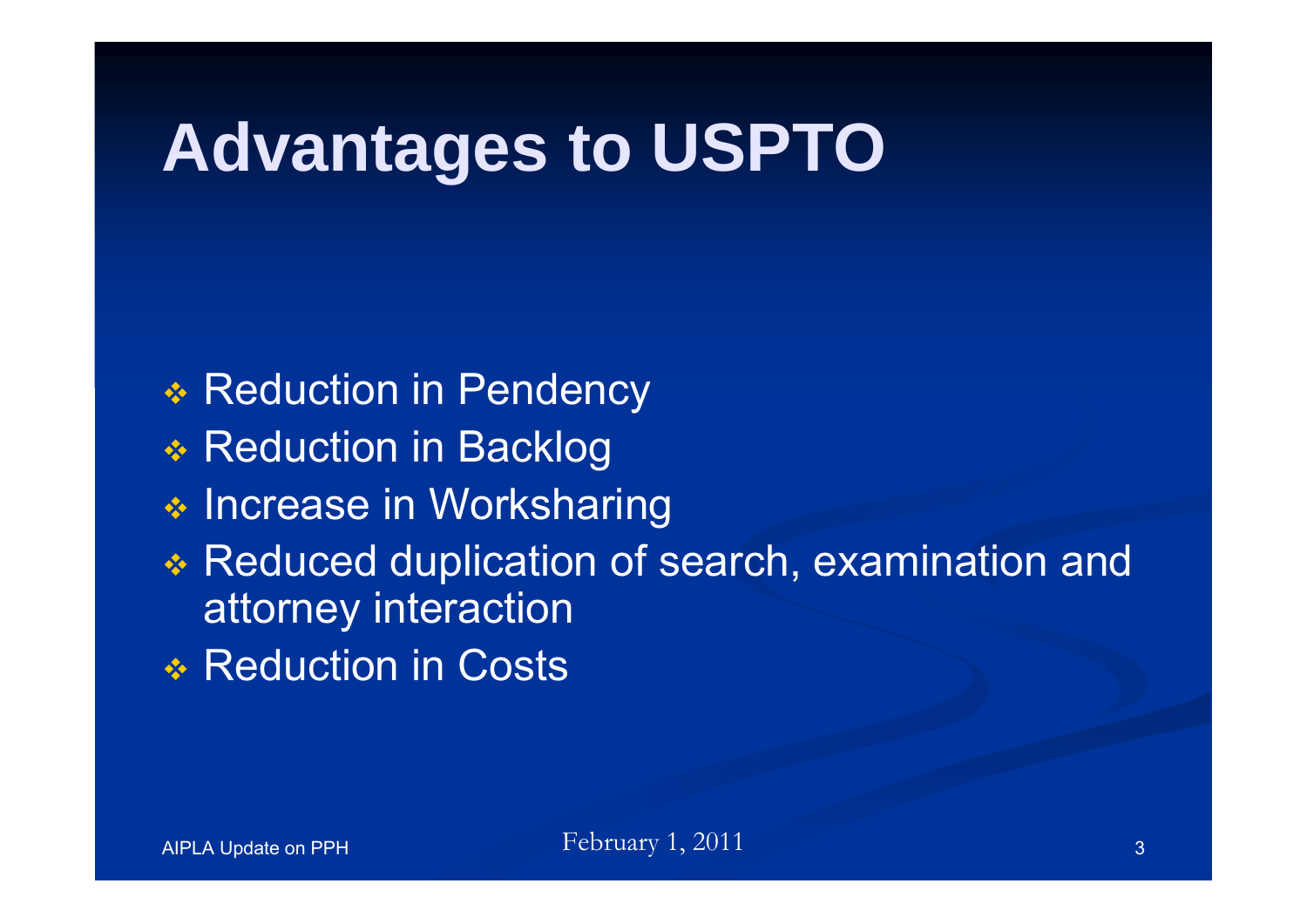# Advantages to USPTO

- Reduction in Pendency
- Reduction in Backlog
- Increase in Worksharing
- Reduced duplication of search, examination and attorney interaction
- Reduction in Costs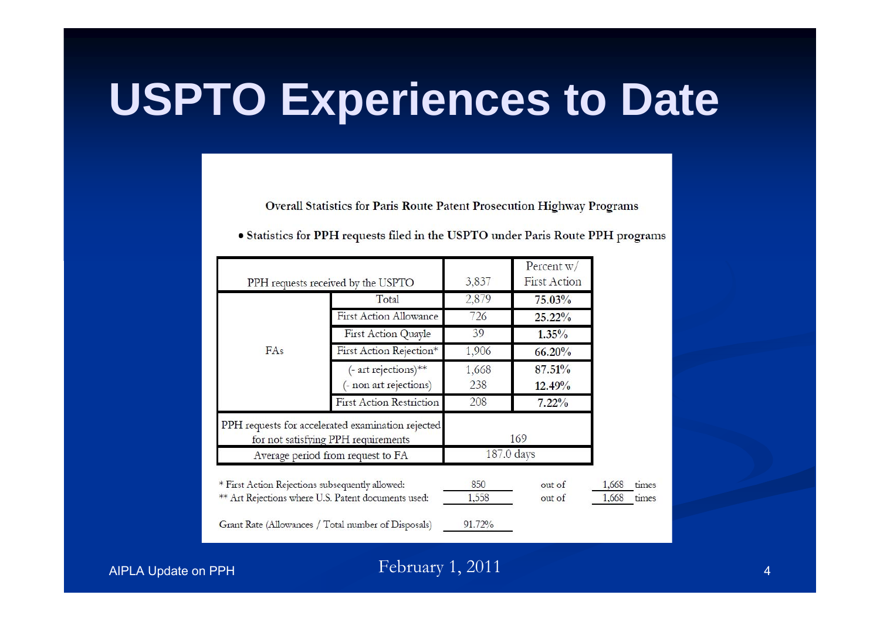# USPTO Experiences to Date

**Overall Statistics for Paris Route Patent Prosecution Highway Programs**

- **Statistics for PPH requests filed in the USPTO under Paris Route PPH programs**

| PPH requests received by the USPTO | | 3,837 | Percent w/ First Action |
|---|---|---|---|
| FAs | Total | 2,879 | **75.03%** |
| | First Action Allowance | 726 | **25.22%** |
| | First Action Quayle | 39 | **1.35%** |
| | First Action Rejection* | 1,906 | **66.20%** |
| | (- art rejections)** | 1,668 | **87.51%** |
| | (- non art rejections) | 238 | **12.49%** |
| | First Action Restriction | 208 | **7.22%** |
| PPH requests for accelerated examination rejected for not satisfying PPH requirements | | 169 | |
| Average period from request to FA | | 187.0 days | |

| | | | | |
|---|---|---|---|---|
| * First Action Rejections subsequently allowed: | 850 | out of | 1,668 | times |
| ** Art Rejections where U.S. Patent documents used: | 1,558 | out of | 1,668 | times |
| Grant Rate (Allowances / Total number of Disposals) | 91.72% | | | |

AIPLA Update on PPH

February 1, 2011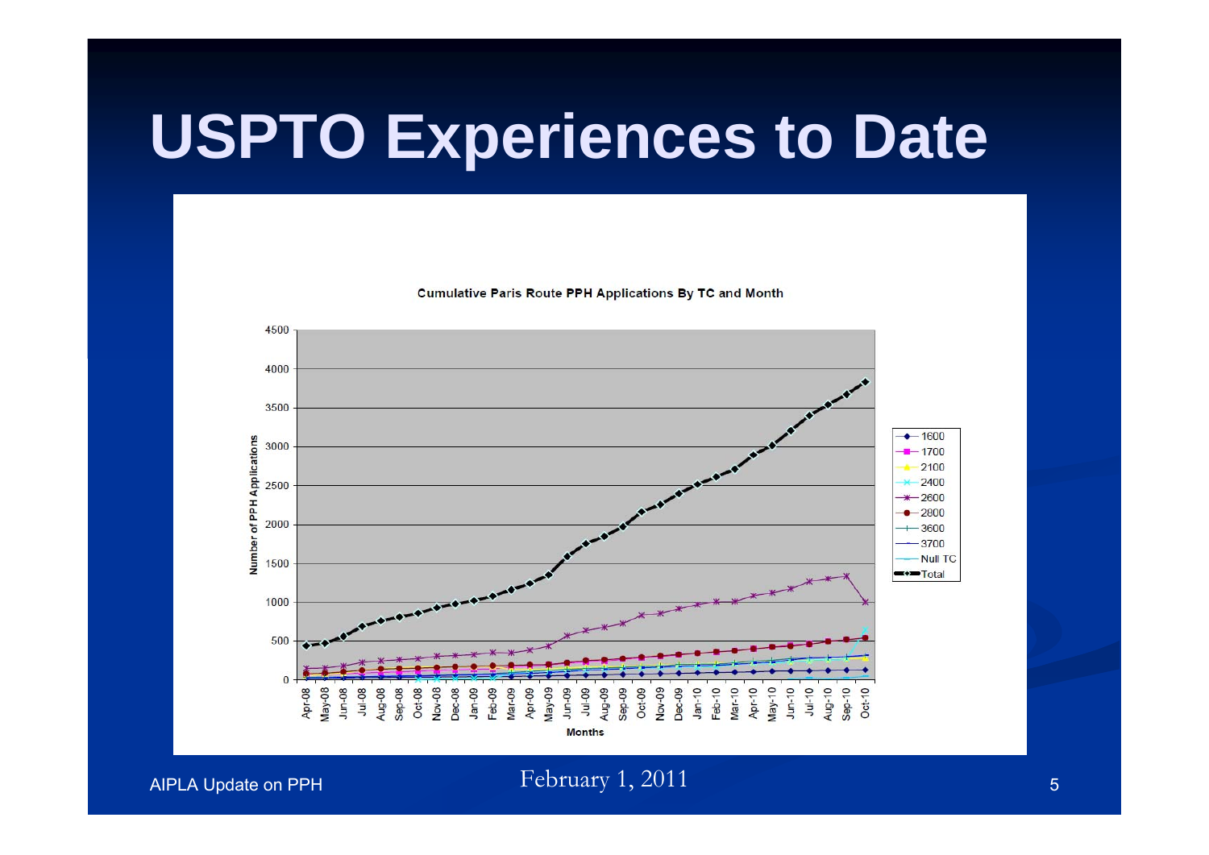# USPTO Experiences to Date

**Cumulative Paris Route PPH Applications By TC and Month**

Number of PPH Applications

Months

Legend: 1600, 1700, 2100, 2400, 2600, 2800, 3600, 3700, Null TC, Total

AIPLA Update on PPH

February 1, 2011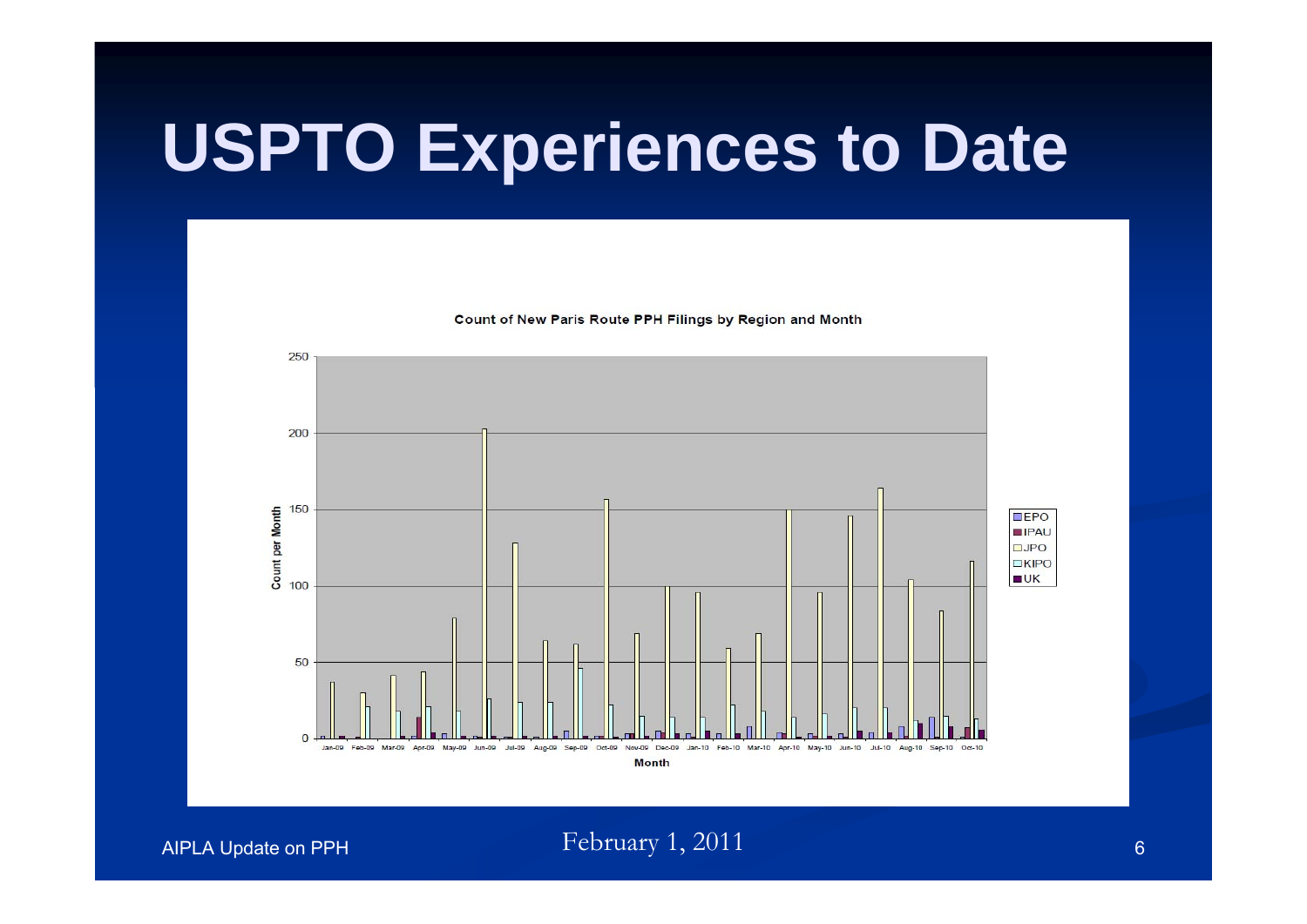# USPTO Experiences to Date

**Count of New Paris Route PPH Filings by Region and Month**

Count per Month

250
200
150
100
50
0

Jan-09 Feb-09 Mar-09 Apr-09 May-09 Jun-09 Jul-09 Aug-09 Sep-09 Oct-09 Nov-09 Dec-09 Jan-10 Feb-10 Mar-10 Apr-10 May-10 Jun-10 Jul-10 Aug-10 Sep-10 Oct-10

**Month**

EPO
IPAU
JPO
KIPO
UK

AIPLA Update on PPH

February 1, 2011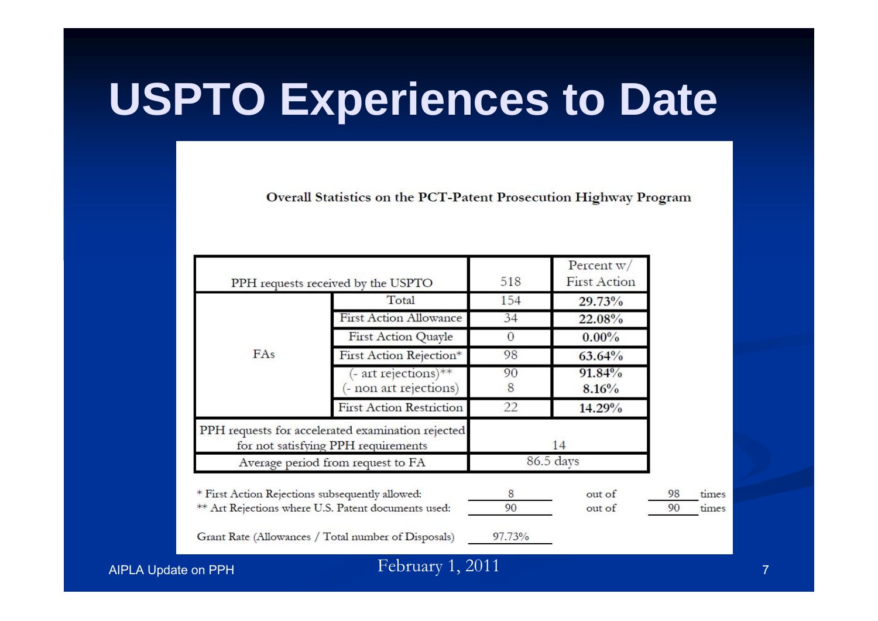# USPTO Experiences to Date

**Overall Statistics on the PCT-Patent Prosecution Highway Program**

| PPH requests received by the USPTO | | 518 | Percent w/ First Action |
|---|---|---|---|
| FAs | Total | 154 | **29.73%** |
| | First Action Allowance | 34 | **22.08%** |
| | First Action Quayle | 0 | **0.00%** |
| | First Action Rejection* | 98 | **63.64%** |
| | (- art rejections)** | 90 | **91.84%** |
| | (- non art rejections) | 8 | **8.16%** |
| | First Action Restriction | 22 | **14.29%** |
| PPH requests for accelerated examination rejected for not satisfying PPH requirements | | 14 | |
| Average period from request to FA | | 86.5 days | |

| | | | | |
|---|---|---|---|---|
| * First Action Rejections subsequently allowed: | 8 | out of | 98 | times |
| ** Art Rejections where U.S. Patent documents used: | 90 | out of | 90 | times |

Grant Rate (Allowances / Total number of Disposals) 97.73%

AIPLA Update on PPH

February 1, 2011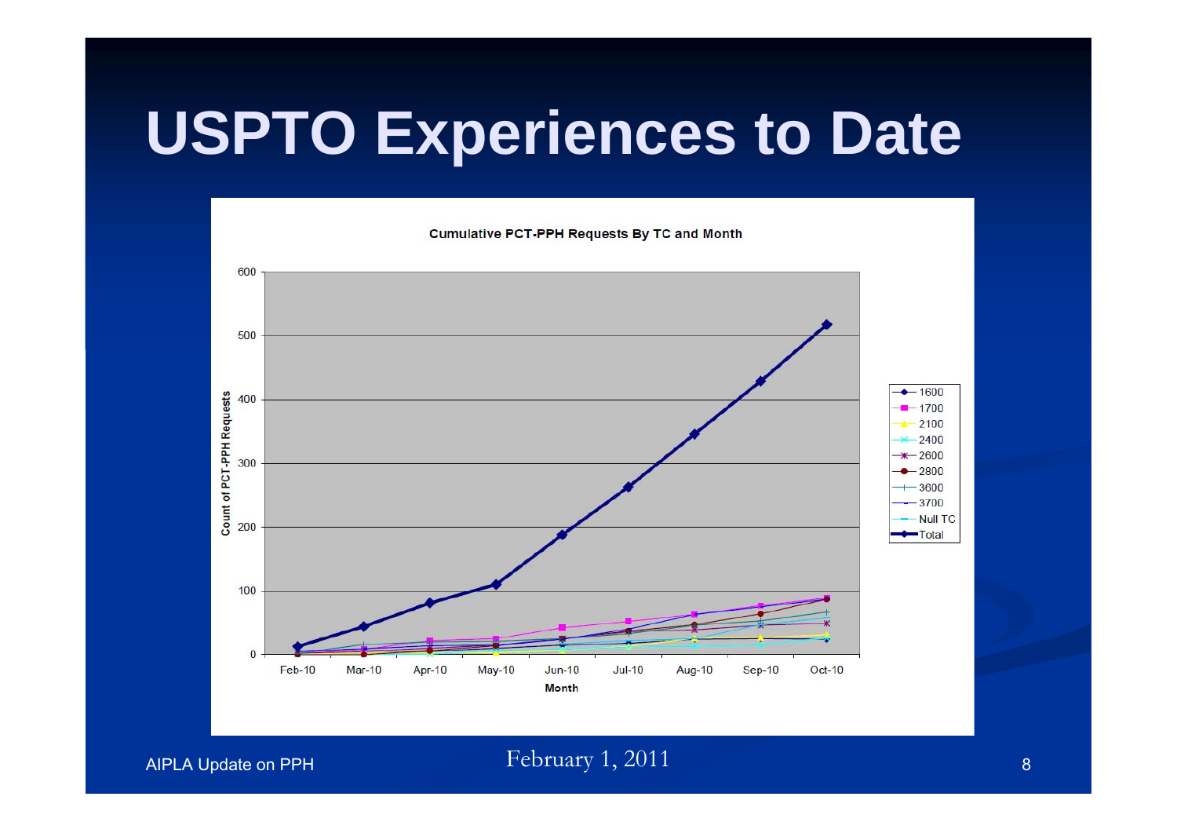# USPTO Experiences to Date

**Cumulative PCT-PPH Requests By TC and Month**

Count of PCT-PPH Requests

Month: Feb-10, Mar-10, Apr-10, May-10, Jun-10, Jul-10, Aug-10, Sep-10, Oct-10

Legend: 1600, 1700, 2100, 2400, 2600, 2800, 3600, 3700, Null TC, Total

AIPLA Update on PPH

February 1, 2011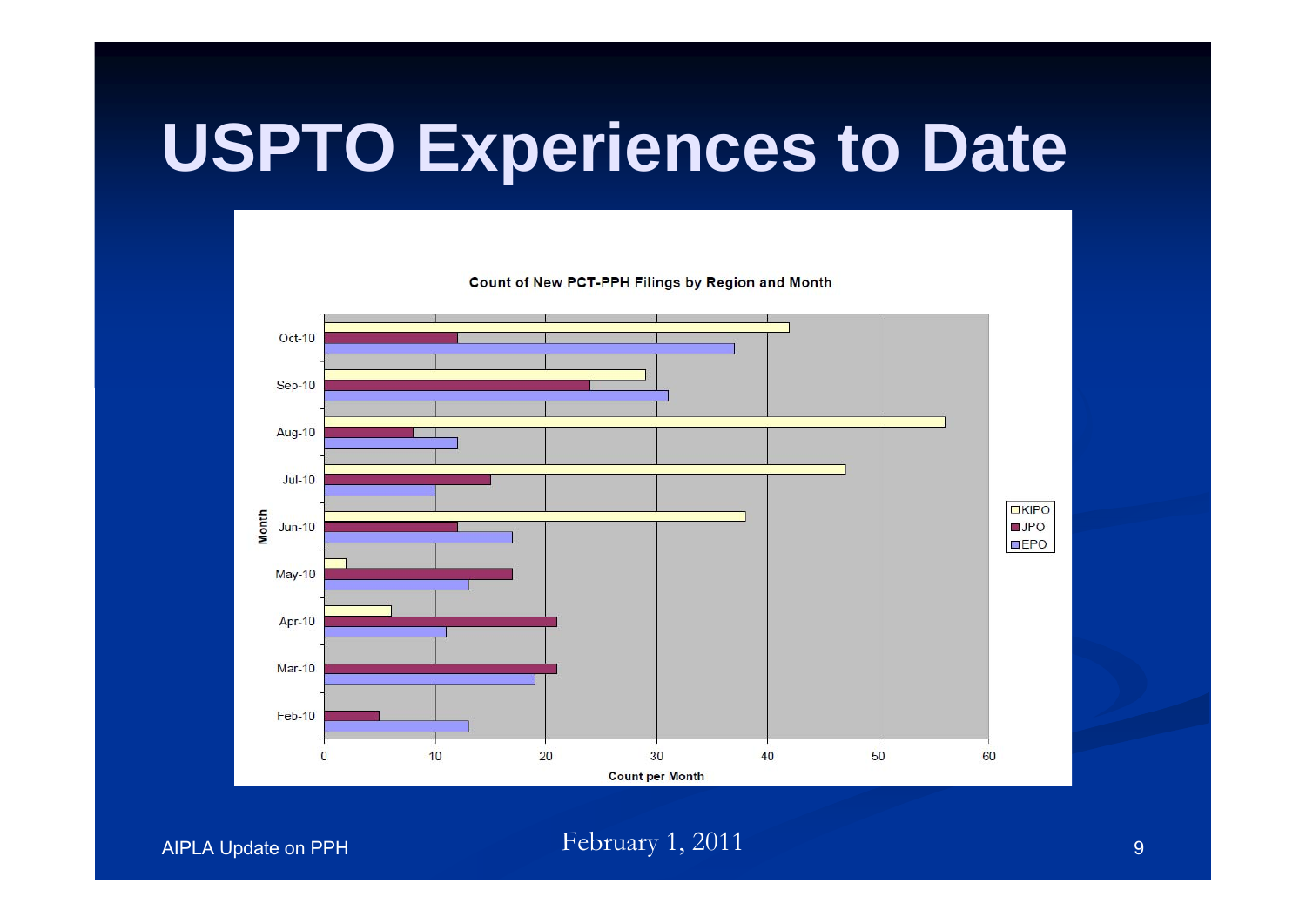# USPTO Experiences to Date

**Count of New PCT-PPH Filings by Region and Month**

| Month | KIPO | JPO | EPO |
|---|---|---|---|
| Oct-10 | 42 | 12 | 37 |
| Sep-10 | 29 | 24 | 31 |
| Aug-10 | 56 | 8 | 12 |
| Jul-10 | 47 | 15 | 10 |
| Jun-10 | 38 | 12 | 17 |
| May-10 | 2 | 17 | 13 |
| Apr-10 | 6 | 21 | 11 |
| Mar-10 | | 21 | 19 |
| Feb-10 | | 5 | 13 |

Count per Month

AIPLA Update on PPH

February 1, 2011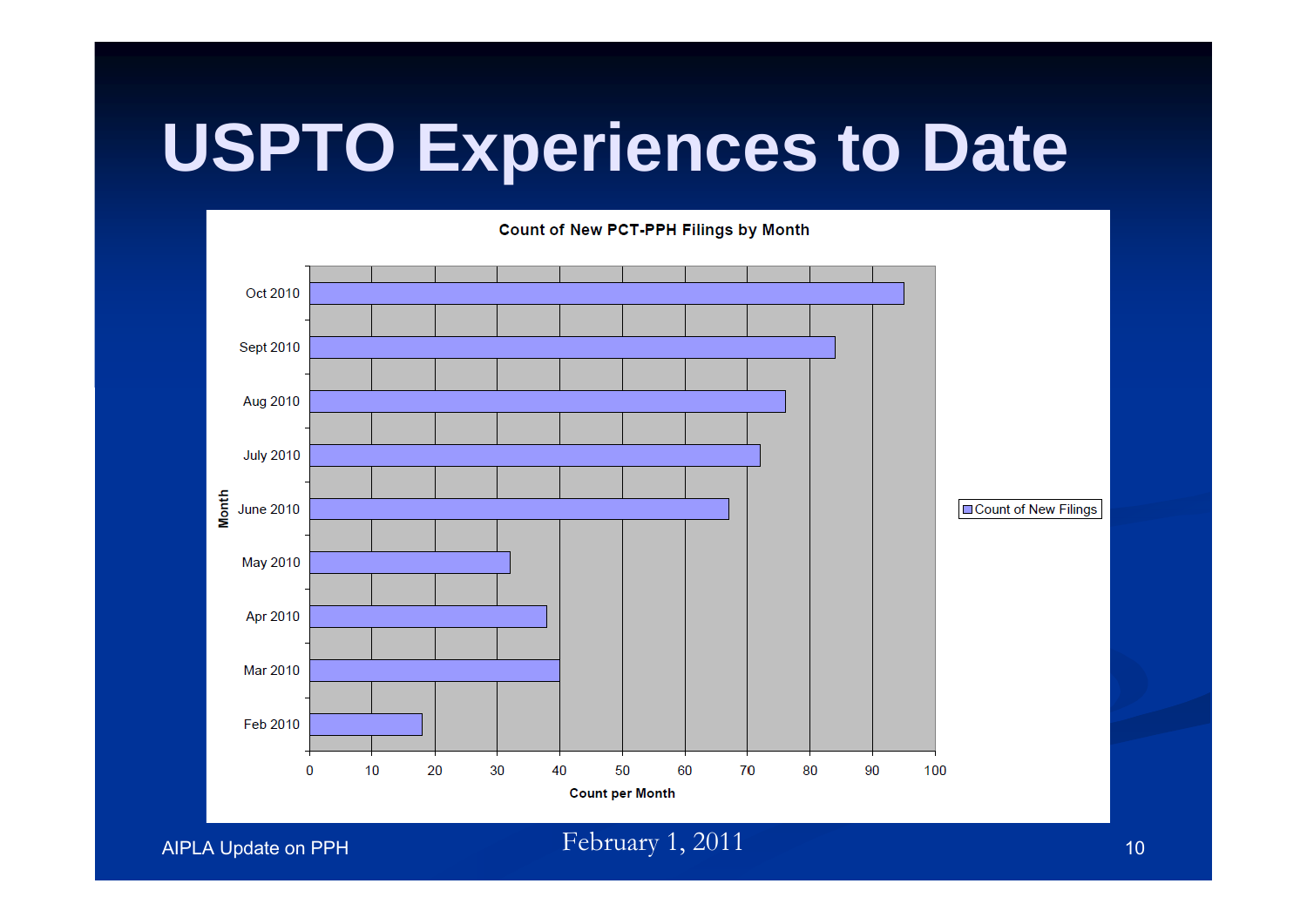# USPTO Experiences to Date

**Count of New PCT-PPH Filings by Month**

| Month | Count of New Filings |
|---|---|
| Oct 2010 | 95 |
| Sept 2010 | 84 |
| Aug 2010 | 76 |
| July 2010 | 72 |
| June 2010 | 67 |
| May 2010 | 32 |
| Apr 2010 | 38 |
| Mar 2010 | 40 |
| Feb 2010 | 18 |

Count per Month

AIPLA Update on PPH

February 1, 2011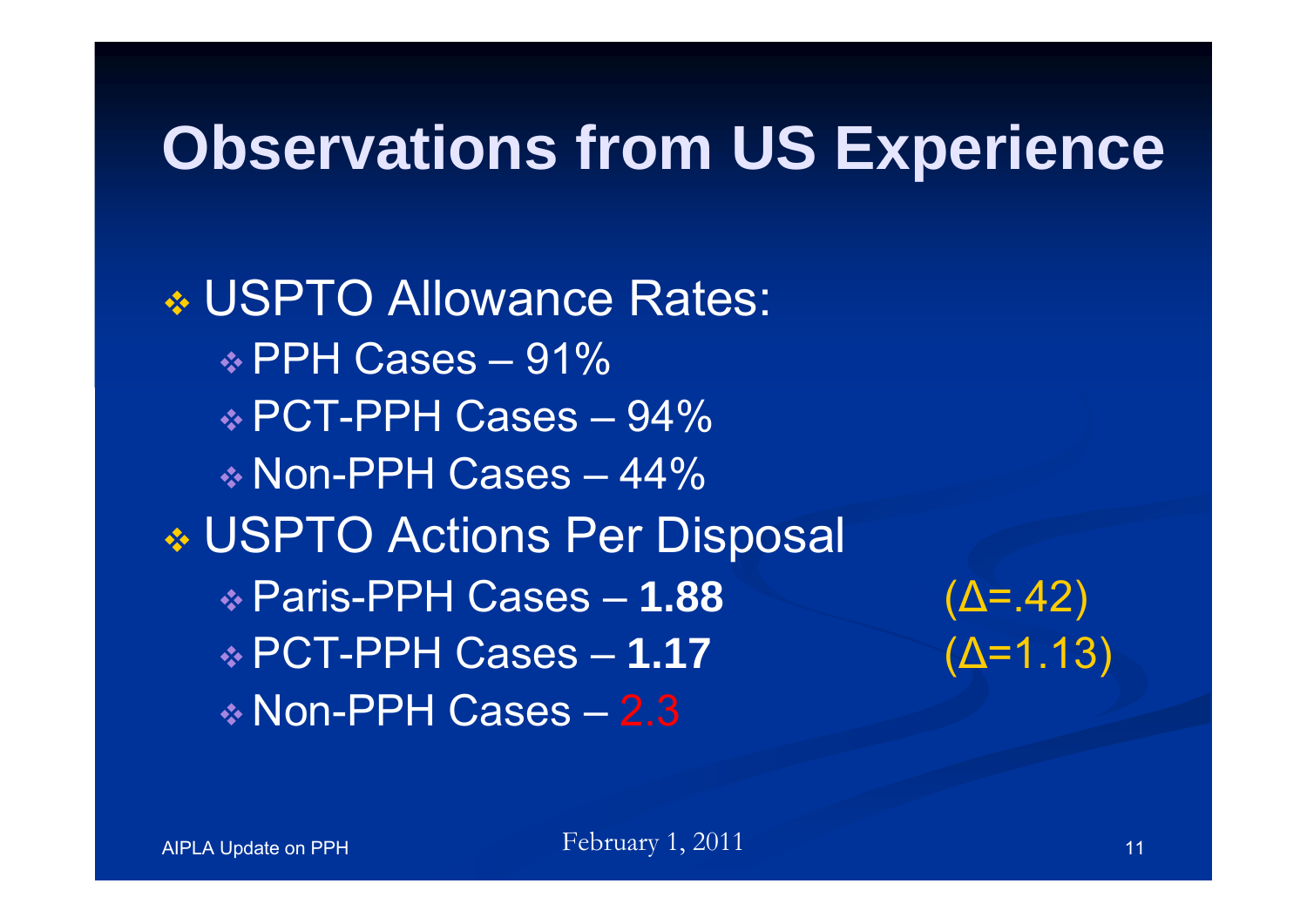# Observations from US Experience

- USPTO Allowance Rates:
  - PPH Cases – 91%
  - PCT-PPH Cases – 94%
  - Non-PPH Cases – 44%
- USPTO Actions Per Disposal
  - Paris-PPH Cases – **1.88** (Δ=.42)
  - PCT-PPH Cases – **1.17** (Δ=1.13)
  - Non-PPH Cases – 2.3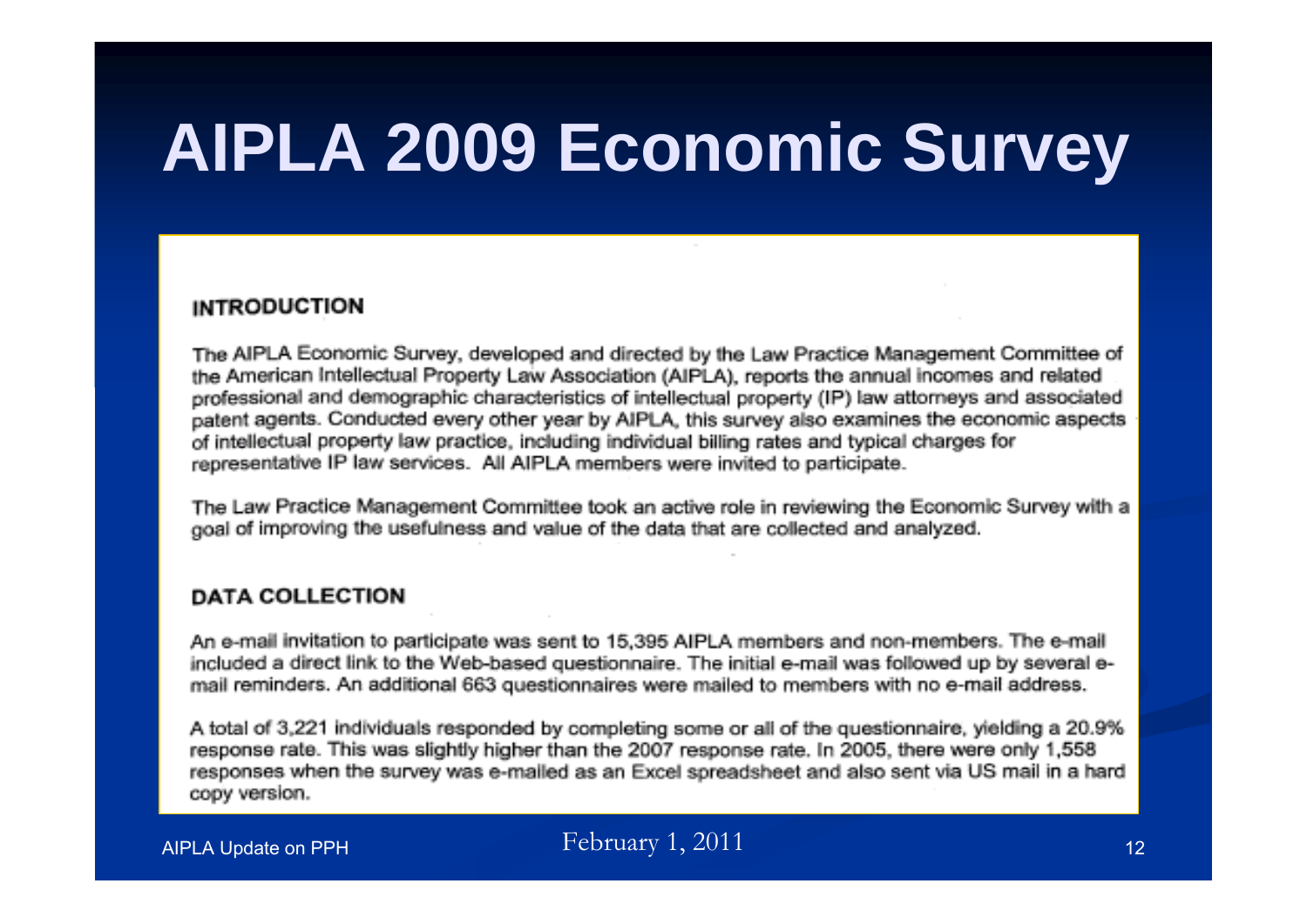# AIPLA 2009 Economic Survey

## INTRODUCTION

The AIPLA Economic Survey, developed and directed by the Law Practice Management Committee of the American Intellectual Property Law Association (AIPLA), reports the annual incomes and related professional and demographic characteristics of intellectual property (IP) law attorneys and associated patent agents. Conducted every other year by AIPLA, this survey also examines the economic aspects of intellectual property law practice, including individual billing rates and typical charges for representative IP law services. All AIPLA members were invited to participate.

The Law Practice Management Committee took an active role in reviewing the Economic Survey with a goal of improving the usefulness and value of the data that are collected and analyzed.

## DATA COLLECTION

An e-mail invitation to participate was sent to 15,395 AIPLA members and non-members. The e-mail included a direct link to the Web-based questionnaire. The initial e-mail was followed up by several e-mail reminders. An additional 663 questionnaires were mailed to members with no e-mail address.

A total of 3,221 individuals responded by completing some or all of the questionnaire, yielding a 20.9% response rate. This was slightly higher than the 2007 response rate. In 2005, there were only 1,558 responses when the survey was e-mailed as an Excel spreadsheet and also sent via US mail in a hard copy version.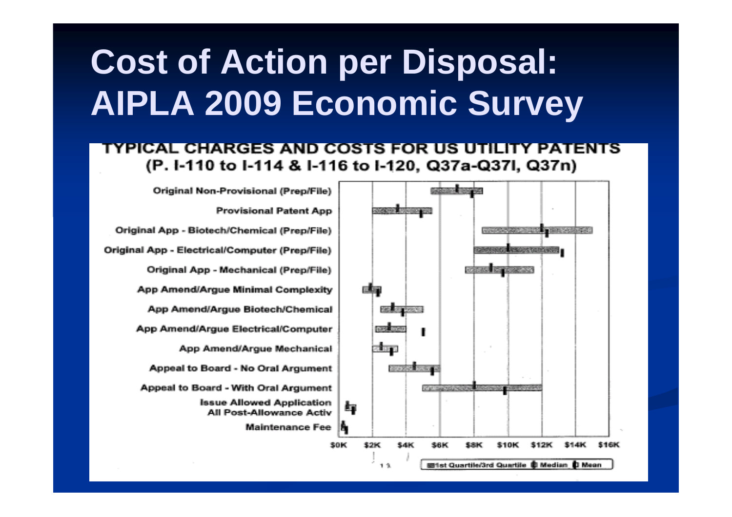# Cost of Action per Disposal: AIPLA 2009 Economic Survey

TYPICAL CHARGES AND COSTS FOR US UTILITY PATENTS
(P. I-110 to I-114 & I-116 to I-120, Q37a-Q37l, Q37n)

- Original Non-Provisional (Prep/File)
- Provisional Patent App
- Original App - Biotech/Chemical (Prep/File)
- Original App - Electrical/Computer (Prep/File)
- Original App - Mechanical (Prep/File)
- App Amend/Argue Minimal Complexity
- App Amend/Argue Biotech/Chemical
- App Amend/Argue Electrical/Computer
- App Amend/Argue Mechanical
- Appeal to Board - No Oral Argument
- Appeal to Board - With Oral Argument
- Issue Allowed Application All Post-Allowance Activ
- Maintenance Fee

$0K $2K $4K $6K $8K $10K $12K $14K $16K

1st Quartile/3rd Quartile | Median | Mean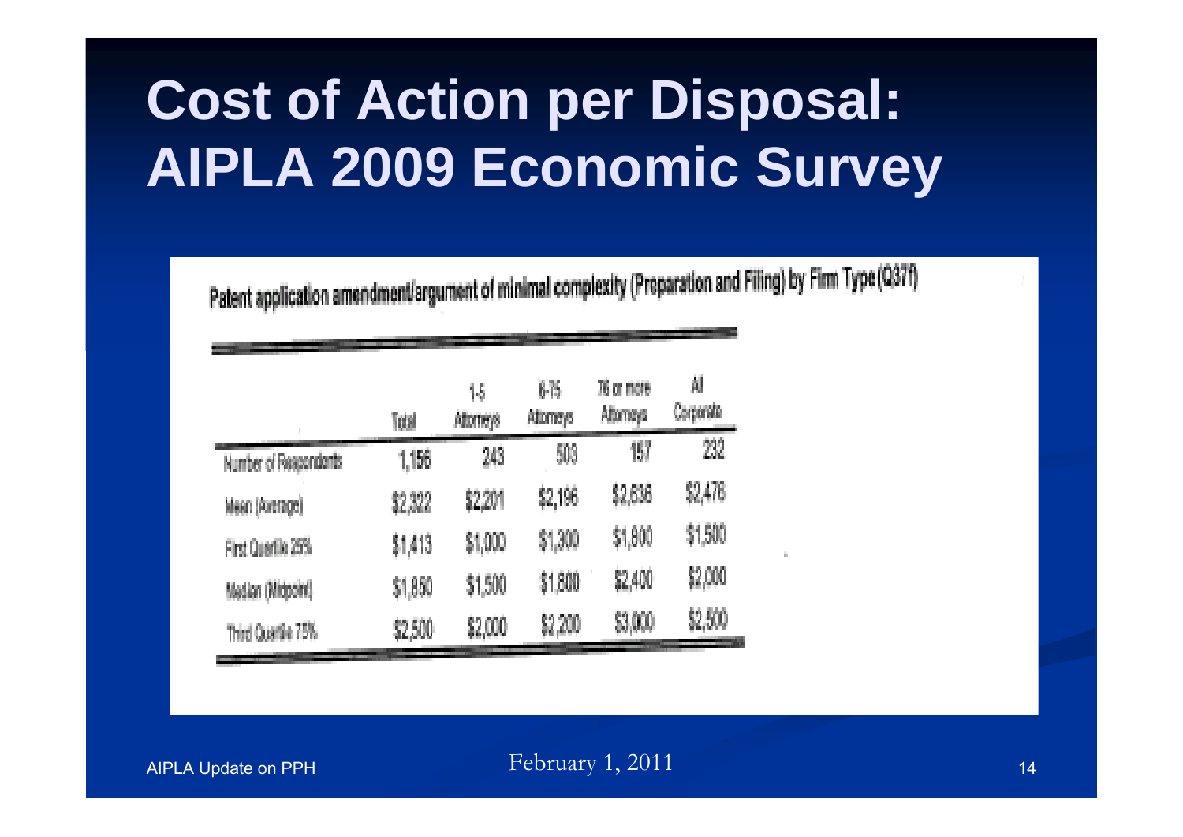# Cost of Action per Disposal: AIPLA 2009 Economic Survey

Patent application amendment/argument of minimal complexity (Preparation and Filing) by Firm Type (Q37f)

| | Total | 1-5 Attorneys | 6-75 Attorneys | 76 or more Attorneys | All Corporate |
|---|---|---|---|---|---|
| Number of Respondents | 1,156 | 243 | 503 | 157 | 232 |
| Mean (Average) | $2,322 | $2,201 | $2,196 | $2,636 | $2,476 |
| First Quartile 25% | $1,413 | $1,000 | $1,300 | $1,800 | $1,500 |
| Median (Midpoint) | $1,850 | $1,500 | $1,800 | $2,400 | $2,000 |
| Third Quartile 75% | $2,500 | $2,000 | $2,200 | $3,000 | $2,500 |

AIPLA Update on PPH

February 1, 2011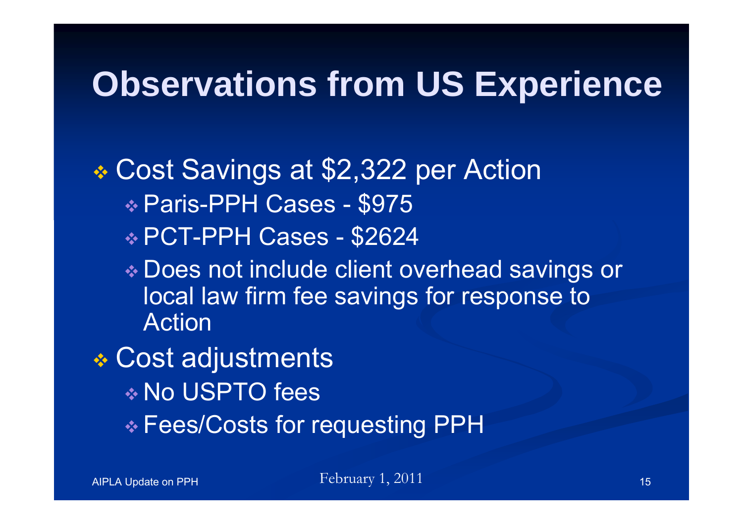# Observations from US Experience

- Cost Savings at $2,322 per Action
  - Paris-PPH Cases - $975
  - PCT-PPH Cases - $2624
  - Does not include client overhead savings or local law firm fee savings for response to Action
- Cost adjustments
  - No USPTO fees
  - Fees/Costs for requesting PPH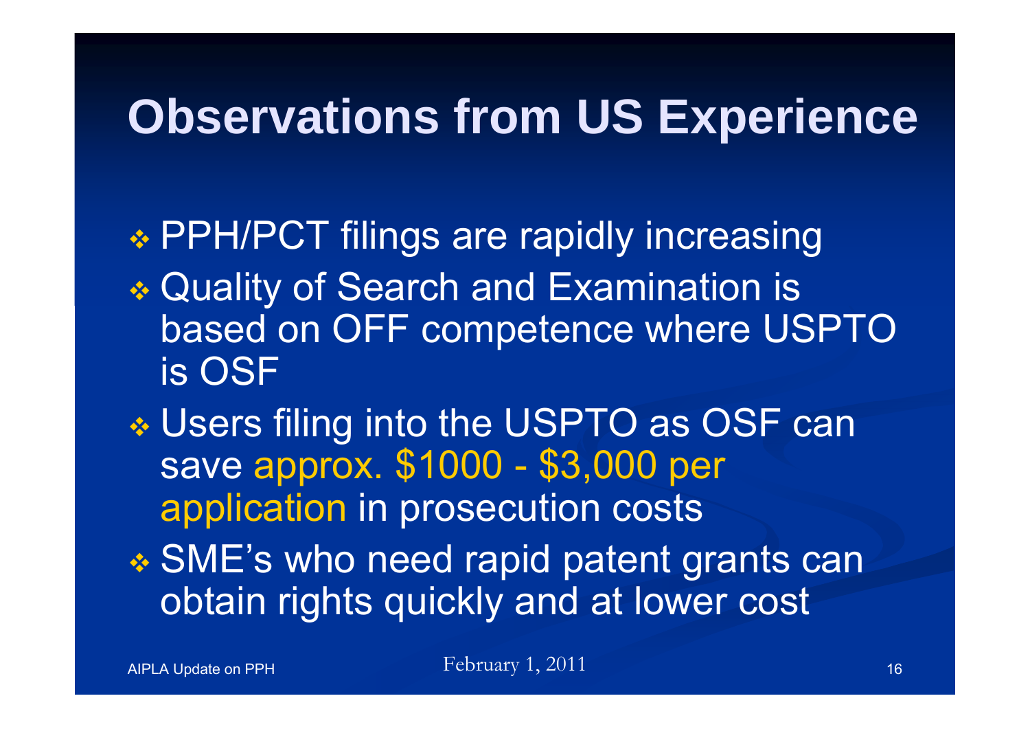# Observations from US Experience

- PPH/PCT filings are rapidly increasing
- Quality of Search and Examination is based on OFF competence where USPTO is OSF
- Users filing into the USPTO as OSF can save approx. $1000 - $3,000 per application in prosecution costs
- SME's who need rapid patent grants can obtain rights quickly and at lower cost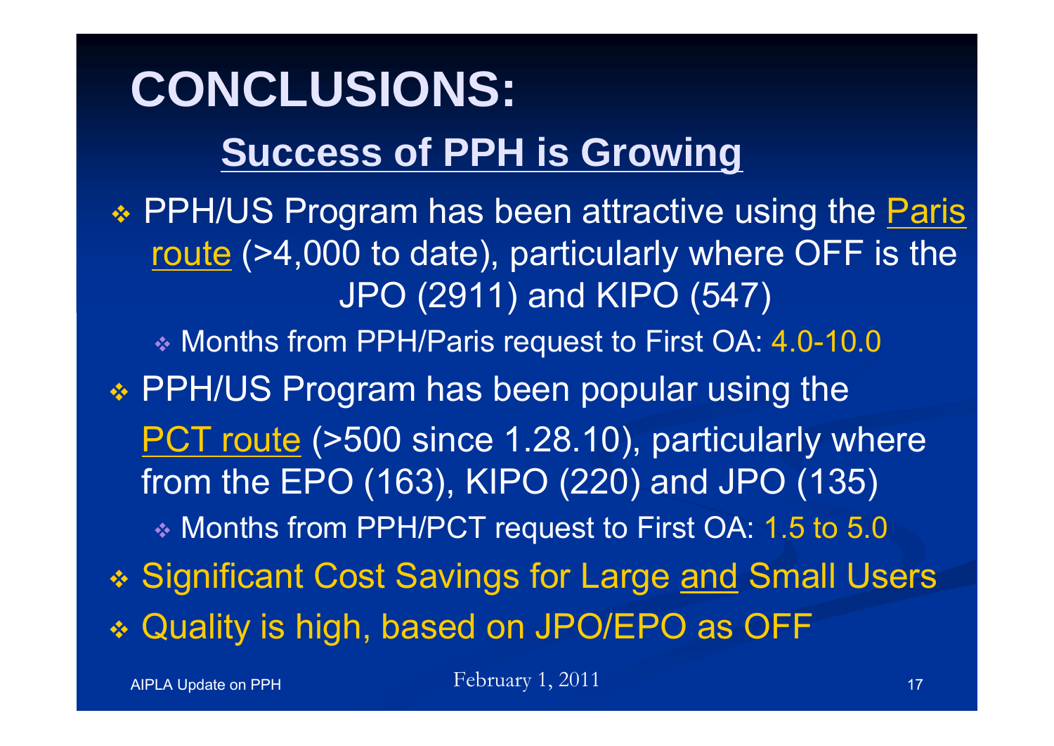# CONCLUSIONS:

## Success of PPH is Growing

- PPH/US Program has been attractive using the Paris route (>4,000 to date), particularly where OFF is the JPO (2911) and KIPO (547)
  - Months from PPH/Paris request to First OA: 4.0-10.0
- PPH/US Program has been popular using the PCT route (>500 since 1.28.10), particularly where from the EPO (163), KIPO (220) and JPO (135)
  - Months from PPH/PCT request to First OA: 1.5 to 5.0
- Significant Cost Savings for Large and Small Users
- Quality is high, based on JPO/EPO as OFF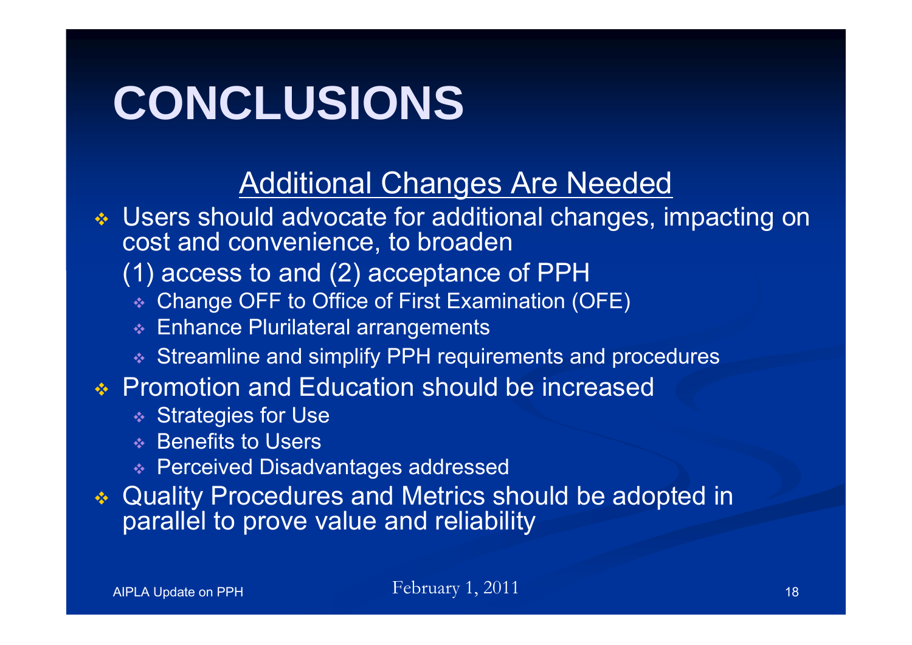# CONCLUSIONS

## Additional Changes Are Needed

- Users should advocate for additional changes, impacting on cost and convenience, to broaden
  (1) access to and (2) acceptance of PPH
  - Change OFF to Office of First Examination (OFE)
  - Enhance Plurilateral arrangements
  - Streamline and simplify PPH requirements and procedures
- Promotion and Education should be increased
  - Strategies for Use
  - Benefits to Users
  - Perceived Disadvantages addressed
- Quality Procedures and Metrics should be adopted in parallel to prove value and reliability